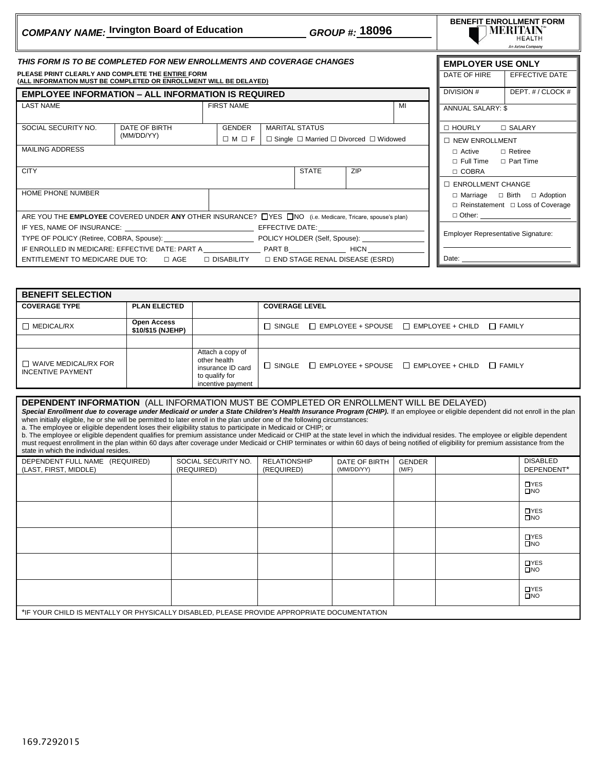**COMPANY NAME:** Irvington Board of Education **GROUP #:** 18096

**BENEFIT ENROLLMENT FORM**
MERITAIN HEALTH
An Aetna Company

***THIS FORM IS TO BE COMPLETED FOR NEW ENROLLMENTS AND COVERAGE CHANGES***

**PLEASE PRINT CLEARLY AND COMPLETE THE ENTIRE FORM**
**(ALL INFORMATION MUST BE COMPLETED OR ENROLLMENT WILL BE DELAYED)**

## EMPLOYEE INFORMATION – ALL INFORMATION IS REQUIRED

| LAST NAME | | FIRST NAME | | MI |
|---|---|---|---|---|
| | | | | |
| SOCIAL SECURITY NO. | DATE OF BIRTH (MM/DD/YY) | GENDER ☐ M ☐ F | MARITAL STATUS ☐ Single ☐ Married ☐ Divorced ☐ Widowed | |
| MAILING ADDRESS | | | | |
| CITY | | | STATE | ZIP |
| HOME PHONE NUMBER | | | | |

ARE YOU THE **EMPLOYEE** COVERED UNDER **ANY** OTHER INSURANCE? ☐YES ☐NO (i.e. Medicare, Tricare, spouse's plan)

IF YES, NAME OF INSURANCE: ______________ EFFECTIVE DATE: ______________

TYPE OF POLICY (Retiree, COBRA, Spouse): ______________ POLICY HOLDER (Self, Spouse): ______________

IF ENROLLED IN MEDICARE: EFFECTIVE DATE: PART A ________ PART B ________ HICN ________

ENTITLEMENT TO MEDICARE DUE TO: ☐ AGE ☐ DISABILITY ☐ END STAGE RENAL DISEASE (ESRD)

### EMPLOYER USE ONLY

| DATE OF HIRE | EFFECTIVE DATE |
|---|---|
| DIVISION # | DEPT. # / CLOCK # |
| ANNUAL SALARY: $ | |
| ☐ HOURLY | ☐ SALARY |

☐ NEW ENROLLMENT
- ☐ Active ☐ Retiree
- ☐ Full Time ☐ Part Time
- ☐ COBRA

☐ ENROLLMENT CHANGE
- ☐ Marriage ☐ Birth ☐ Adoption
- ☐ Reinstatement ☐ Loss of Coverage
- ☐ Other: ______________

Employer Representative Signature: ______________

Date: ______________

## BENEFIT SELECTION

| COVERAGE TYPE | PLAN ELECTED | | COVERAGE LEVEL |
|---|---|---|---|
| ☐ MEDICAL/RX | **Open Access $10/$15 (NJEHP)** | | ☐ SINGLE ☐ EMPLOYEE + SPOUSE ☐ EMPLOYEE + CHILD ☐ FAMILY |
| | | | |
| ☐ WAIVE MEDICAL/RX FOR INCENTIVE PAYMENT | | Attach a copy of other health insurance ID card to qualify for incentive payment | ☐ SINGLE ☐ EMPLOYEE + SPOUSE ☐ EMPLOYEE + CHILD ☐ FAMILY |

## DEPENDENT INFORMATION (ALL INFORMATION MUST BE COMPLETED OR ENROLLMENT WILL BE DELAYED)

***Special Enrollment due to coverage under Medicaid or under a State Children's Health Insurance Program (CHIP).*** If an employee or eligible dependent did not enroll in the plan when initially eligible, he or she will be permitted to later enroll in the plan under one of the following circumstances:
a. The employee or eligible dependent loses their eligibility status to participate in Medicaid or CHIP; or
b. The employee or eligible dependent qualifies for premium assistance under Medicaid or CHIP at the state level in which the individual resides. The employee or eligible dependent must request enrollment in the plan within 60 days after coverage under Medicaid or CHIP terminates or within 60 days of being notified of eligibility for premium assistance from the state in which the individual resides.

| DEPENDENT FULL NAME (REQUIRED) (LAST, FIRST, MIDDLE) | SOCIAL SECURITY NO. (REQUIRED) | RELATIONSHIP (REQUIRED) | DATE OF BIRTH (MM/DD/YY) | GENDER (M/F) | | DISABLED DEPENDENT* |
|---|---|---|---|---|---|---|
| | | | | | | ☐YES ☐NO |
| | | | | | | ☐YES ☐NO |
| | | | | | | ☐YES ☐NO |
| | | | | | | ☐YES ☐NO |
| | | | | | | ☐YES ☐NO |

*IF YOUR CHILD IS MENTALLY OR PHYSICALLY DISABLED, PLEASE PROVIDE APPROPRIATE DOCUMENTATION

169.7292015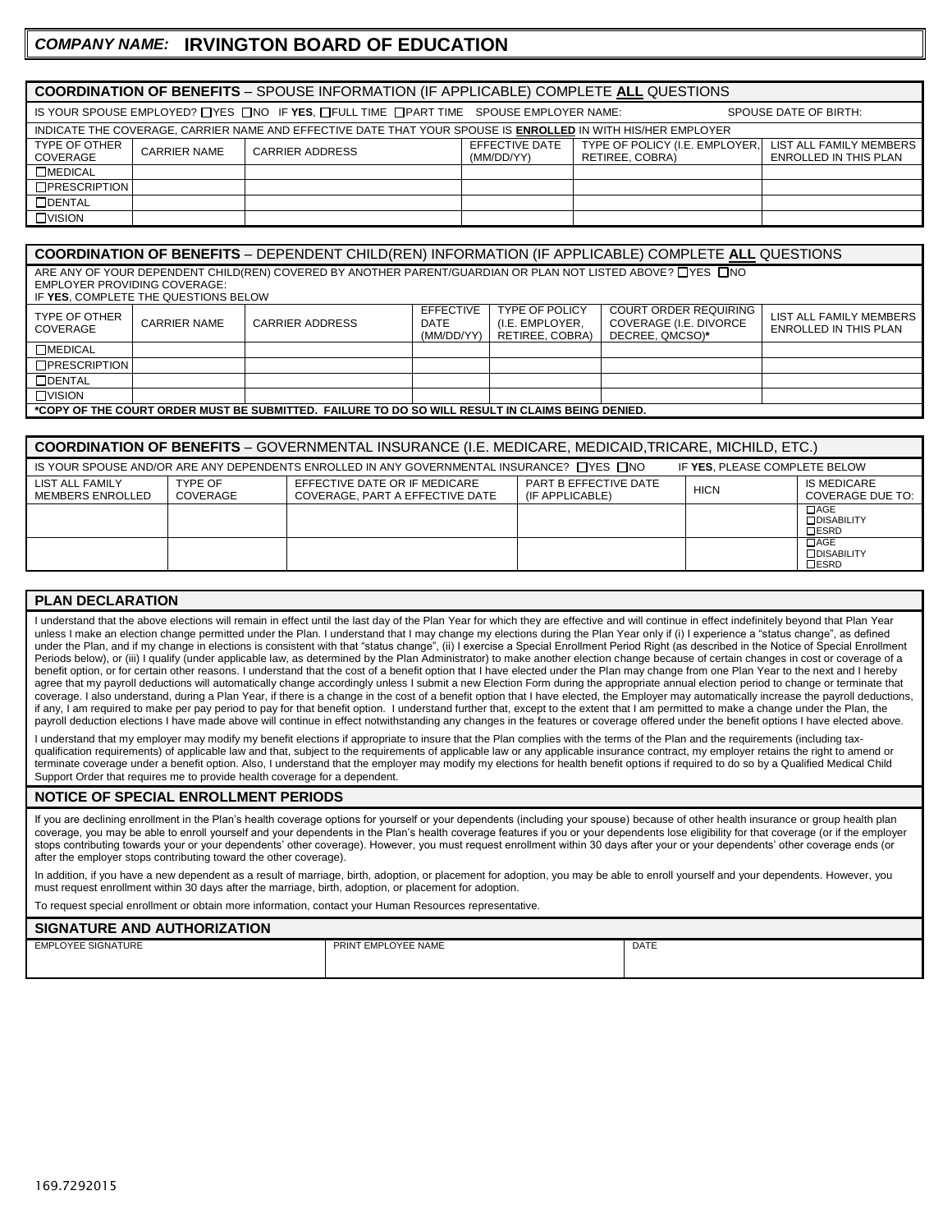## *COMPANY NAME:* IRVINGTON BOARD OF EDUCATION

### COORDINATION OF BENEFITS – SPOUSE INFORMATION (IF APPLICABLE) COMPLETE **ALL** QUESTIONS

IS YOUR SPOUSE EMPLOYED? ☐YES ☐NO IF **YES**, ☐FULL TIME ☐PART TIME SPOUSE EMPLOYER NAME: SPOUSE DATE OF BIRTH:

INDICATE THE COVERAGE, CARRIER NAME AND EFFECTIVE DATE THAT YOUR SPOUSE IS **ENROLLED** IN WITH HIS/HER EMPLOYER

| TYPE OF OTHER COVERAGE | CARRIER NAME | CARRIER ADDRESS | EFFECTIVE DATE (MM/DD/YY) | TYPE OF POLICY (I.E. EMPLOYER, RETIREE, COBRA) | LIST ALL FAMILY MEMBERS ENROLLED IN THIS PLAN |
|---|---|---|---|---|---|
| ☐MEDICAL | | | | | |
| ☐PRESCRIPTION | | | | | |
| ☐DENTAL | | | | | |
| ☐VISION | | | | | |

### COORDINATION OF BENEFITS – DEPENDENT CHILD(REN) INFORMATION (IF APPLICABLE) COMPLETE **ALL** QUESTIONS

ARE ANY OF YOUR DEPENDENT CHILD(REN) COVERED BY ANOTHER PARENT/GUARDIAN OR PLAN NOT LISTED ABOVE? ☐YES ☐NO
EMPLOYER PROVIDING COVERAGE:
IF **YES**, COMPLETE THE QUESTIONS BELOW

| TYPE OF OTHER COVERAGE | CARRIER NAME | CARRIER ADDRESS | EFFECTIVE DATE (MM/DD/YY) | TYPE OF POLICY (I.E. EMPLOYER, RETIREE, COBRA) | COURT ORDER REQUIRING COVERAGE (I.E. DIVORCE DECREE, QMCSO)* | LIST ALL FAMILY MEMBERS ENROLLED IN THIS PLAN |
|---|---|---|---|---|---|---|
| ☐MEDICAL | | | | | | |
| ☐PRESCRIPTION | | | | | | |
| ☐DENTAL | | | | | | |
| ☐VISION | | | | | | |

***COPY OF THE COURT ORDER MUST BE SUBMITTED. FAILURE TO DO SO WILL RESULT IN CLAIMS BEING DENIED.**

### COORDINATION OF BENEFITS – GOVERNMENTAL INSURANCE (I.E. MEDICARE, MEDICAID,TRICARE, MICHILD, ETC.)

IS YOUR SPOUSE AND/OR ARE ANY DEPENDENTS ENROLLED IN ANY GOVERNMENTAL INSURANCE? ☐YES ☐NO IF **YES**, PLEASE COMPLETE BELOW

| LIST ALL FAMILY MEMBERS ENROLLED | TYPE OF COVERAGE | EFFECTIVE DATE OR IF MEDICARE COVERAGE, PART A EFFECTIVE DATE | PART B EFFECTIVE DATE (IF APPLICABLE) | HICN | IS MEDICARE COVERAGE DUE TO: |
|---|---|---|---|---|---|
| | | | | | ☐AGE ☐DISABILITY ☐ESRD |
| | | | | | ☐AGE ☐DISABILITY ☐ESRD |

### PLAN DECLARATION

I understand that the above elections will remain in effect until the last day of the Plan Year for which they are effective and will continue in effect indefinitely beyond that Plan Year unless I make an election change permitted under the Plan. I understand that I may change my elections during the Plan Year only if (i) I experience a "status change", as defined under the Plan, and if my change in elections is consistent with that "status change", (ii) I exercise a Special Enrollment Period Right (as described in the Notice of Special Enrollment Periods below), or (iii) I qualify (under applicable law, as determined by the Plan Administrator) to make another election change because of certain changes in cost or coverage of a benefit option, or for certain other reasons. I understand that the cost of a benefit option that I have elected under the Plan may change from one Plan Year to the next and I hereby agree that my payroll deductions will automatically change accordingly unless I submit a new Election Form during the appropriate annual election period to change or terminate that coverage. I also understand, during a Plan Year, if there is a change in the cost of a benefit option that I have elected, the Employer may automatically increase the payroll deductions, if any, I am required to make per pay period to pay for that benefit option. I understand further that, except to the extent that I am permitted to make a change under the Plan, the payroll deduction elections I have made above will continue in effect notwithstanding any changes in the features or coverage offered under the benefit options I have elected above.

I understand that my employer may modify my benefit elections if appropriate to insure that the Plan complies with the terms of the Plan and the requirements (including tax-qualification requirements) of applicable law and that, subject to the requirements of applicable law or any applicable insurance contract, my employer retains the right to amend or terminate coverage under a benefit option. Also, I understand that the employer may modify my elections for health benefit options if required to do so by a Qualified Medical Child Support Order that requires me to provide health coverage for a dependent.

### NOTICE OF SPECIAL ENROLLMENT PERIODS

If you are declining enrollment in the Plan's health coverage options for yourself or your dependents (including your spouse) because of other health insurance or group health plan coverage, you may be able to enroll yourself and your dependents in the Plan's health coverage features if you or your dependents lose eligibility for that coverage (or if the employer stops contributing towards your or your dependents' other coverage). However, you must request enrollment within 30 days after your or your dependents' other coverage ends (or after the employer stops contributing toward the other coverage).

In addition, if you have a new dependent as a result of marriage, birth, adoption, or placement for adoption, you may be able to enroll yourself and your dependents. However, you must request enrollment within 30 days after the marriage, birth, adoption, or placement for adoption.

To request special enrollment or obtain more information, contact your Human Resources representative.

### SIGNATURE AND AUTHORIZATION

| EMPLOYEE SIGNATURE | PRINT EMPLOYEE NAME | DATE |
|---|---|---|
| | | |

169.7292015